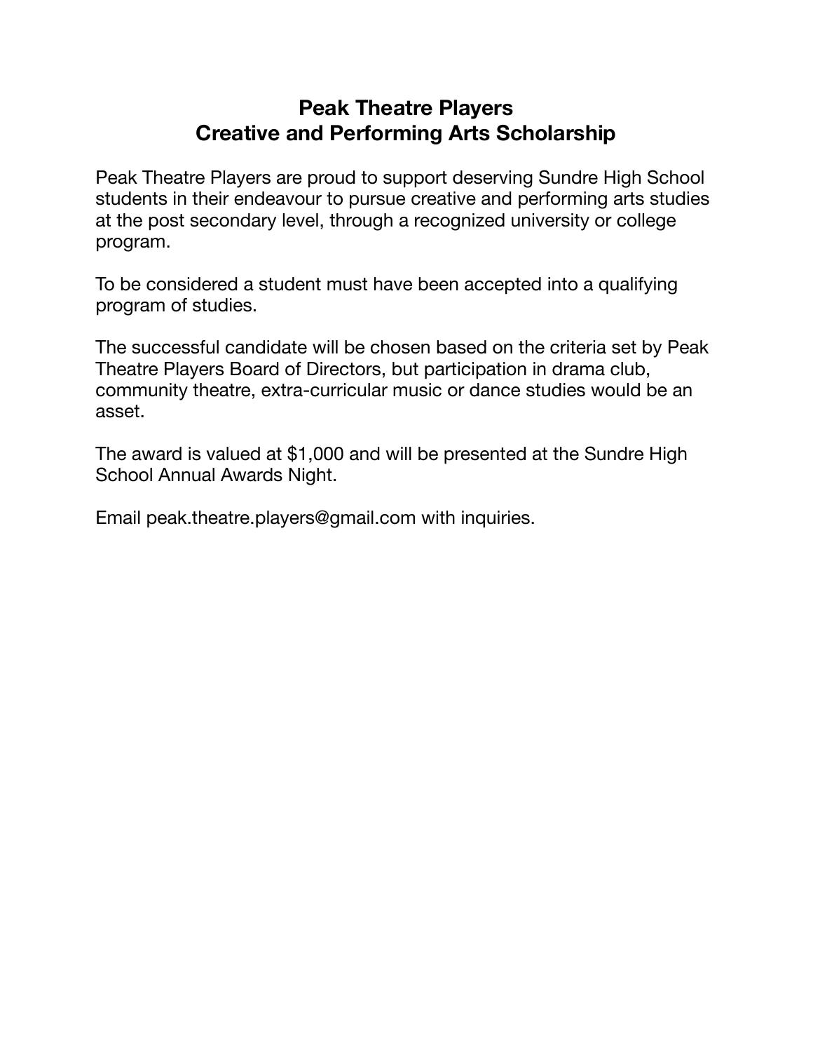# Peak Theatre Players
# Creative and Performing Arts Scholarship

Peak Theatre Players are proud to support deserving Sundre High School students in their endeavour to pursue creative and performing arts studies at the post secondary level, through a recognized university or college program.

To be considered a student must have been accepted into a qualifying program of studies.

The successful candidate will be chosen based on the criteria set by Peak Theatre Players Board of Directors, but participation in drama club, community theatre, extra-curricular music or dance studies would be an asset.

The award is valued at $1,000 and will be presented at the Sundre High School Annual Awards Night.

Email peak.theatre.players@gmail.com with inquiries.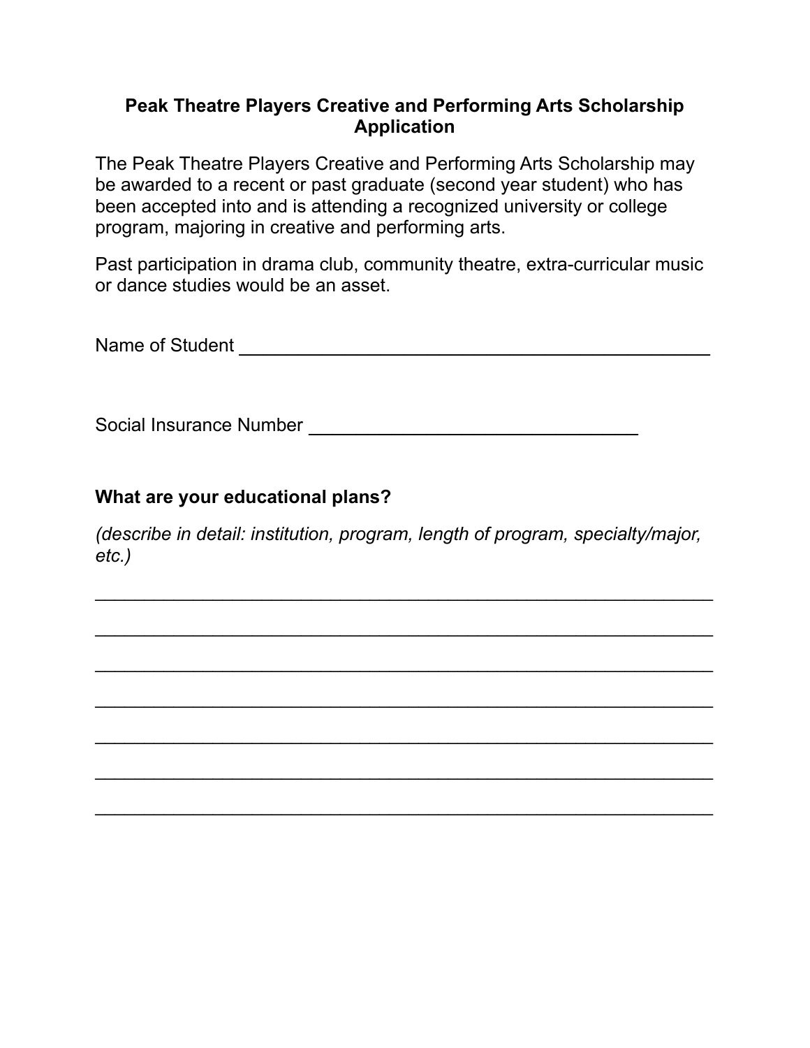**Peak Theatre Players Creative and Performing Arts Scholarship Application**

The Peak Theatre Players Creative and Performing Arts Scholarship may be awarded to a recent or past graduate (second year student) who has been accepted into and is attending a recognized university or college program, majoring in creative and performing arts.

Past participation in drama club, community theatre, extra-curricular music or dance studies would be an asset.

Name of Student ______________________________________________

Social Insurance Number ________________________________

**What are your educational plans?**

*(describe in detail: institution, program, length of program, specialty/major, etc.)*

____________________________________________________________

____________________________________________________________

____________________________________________________________

____________________________________________________________

____________________________________________________________

____________________________________________________________

____________________________________________________________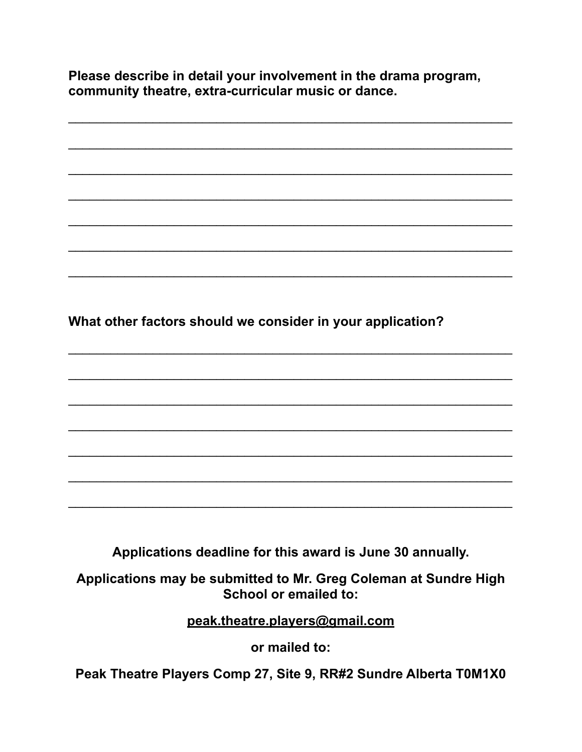**Please describe in detail your involvement in the drama program, community theatre, extra-curricular music or dance.**

_______________________________________________________________

_______________________________________________________________

_______________________________________________________________

_______________________________________________________________

_______________________________________________________________

_______________________________________________________________

_______________________________________________________________

**What other factors should we consider in your application?**

_______________________________________________________________

_______________________________________________________________

_______________________________________________________________

_______________________________________________________________

_______________________________________________________________

_______________________________________________________________

_______________________________________________________________

**Applications deadline for this award is June 30 annually.**

**Applications may be submitted to Mr. Greg Coleman at Sundre High School or emailed to:**

**peak.theatre.players@gmail.com**

**or mailed to:**

**Peak Theatre Players Comp 27, Site 9, RR#2 Sundre Alberta T0M1X0**